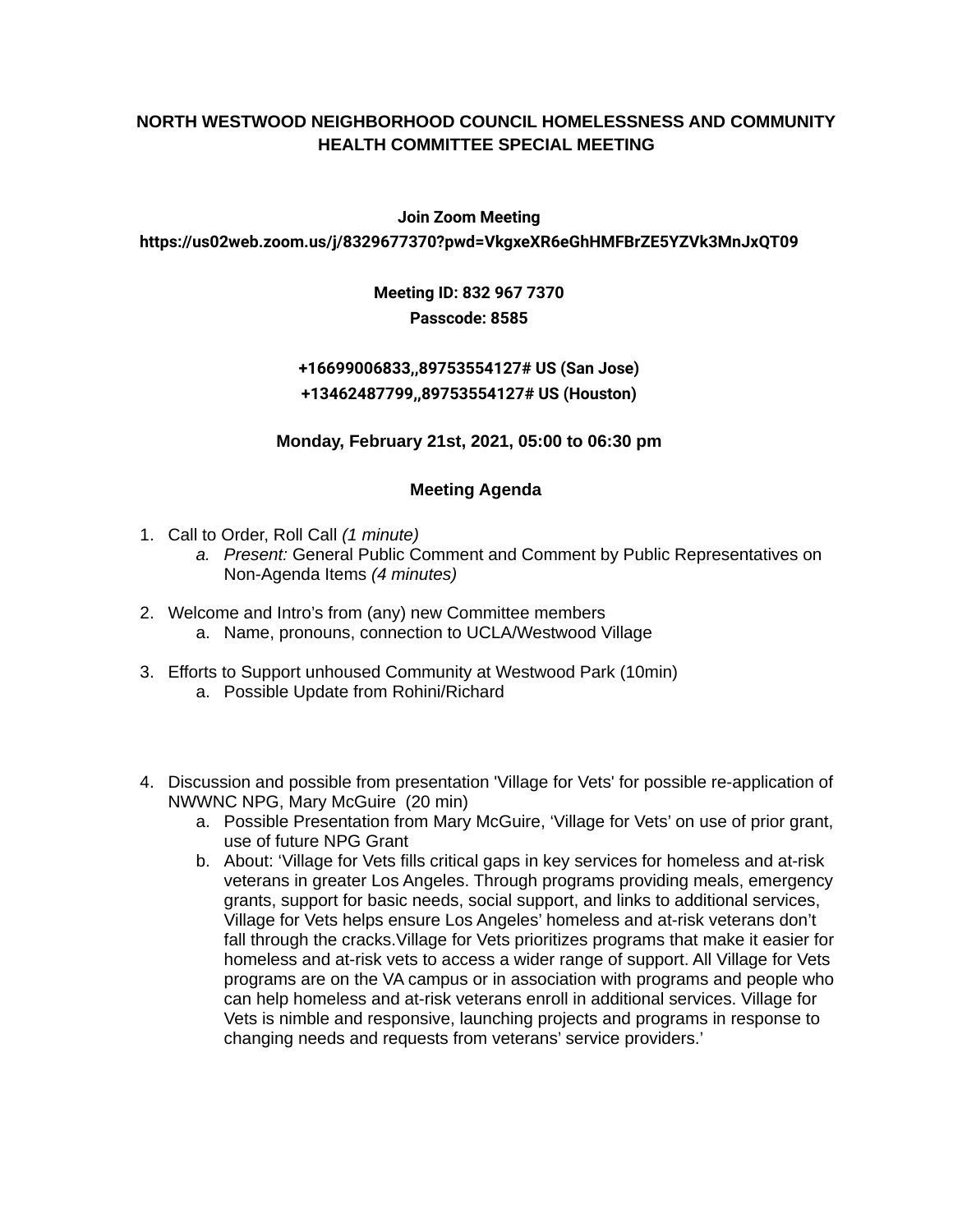# NORTH WESTWOOD NEIGHBORHOOD COUNCIL HOMELESSNESS AND COMMUNITY HEALTH COMMITTEE SPECIAL MEETING

**Join Zoom Meeting**

**https://us02web.zoom.us/j/8329677370?pwd=VkgxeXR6eGhHMFBrZE5YZVk3MnJxQT09**

**Meeting ID: 832 967 7370**

**Passcode: 8585**

**+16699006833,,89753554127# US (San Jose)**

**+13462487799,,89753554127# US (Houston)**

**Monday, February 21st, 2021, 05:00 to 06:30 pm**

**Meeting Agenda**

1. Call to Order, Roll Call *(1 minute)*
   a. *Present:* General Public Comment and Comment by Public Representatives on Non-Agenda Items *(4 minutes)*

2. Welcome and Intro's from (any) new Committee members
   a. Name, pronouns, connection to UCLA/Westwood Village

3. Efforts to Support unhoused Community at Westwood Park (10min)
   a. Possible Update from Rohini/Richard

4. Discussion and possible from presentation 'Village for Vets' for possible re-application of NWWNC NPG, Mary McGuire (20 min)
   a. Possible Presentation from Mary McGuire, 'Village for Vets' on use of prior grant, use of future NPG Grant
   b. About: 'Village for Vets fills critical gaps in key services for homeless and at-risk veterans in greater Los Angeles. Through programs providing meals, emergency grants, support for basic needs, social support, and links to additional services, Village for Vets helps ensure Los Angeles' homeless and at-risk veterans don't fall through the cracks.Village for Vets prioritizes programs that make it easier for homeless and at-risk vets to access a wider range of support. All Village for Vets programs are on the VA campus or in association with programs and people who can help homeless and at-risk veterans enroll in additional services. Village for Vets is nimble and responsive, launching projects and programs in response to changing needs and requests from veterans' service providers.'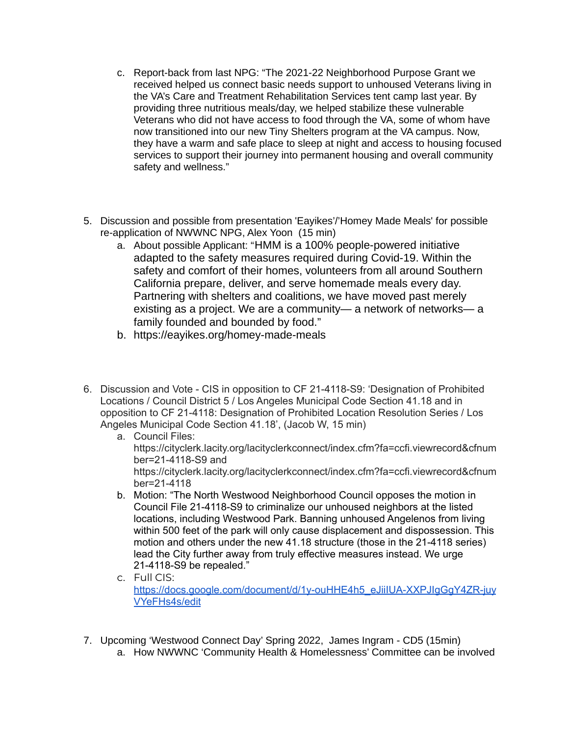c. Report-back from last NPG: "The 2021-22 Neighborhood Purpose Grant we received helped us connect basic needs support to unhoused Veterans living in the VA's Care and Treatment Rehabilitation Services tent camp last year. By providing three nutritious meals/day, we helped stabilize these vulnerable Veterans who did not have access to food through the VA, some of whom have now transitioned into our new Tiny Shelters program at the VA campus. Now, they have a warm and safe place to sleep at night and access to housing focused services to support their journey into permanent housing and overall community safety and wellness."

5. Discussion and possible from presentation 'Eayikes'/'Homey Made Meals' for possible re-application of NWWNC NPG, Alex Yoon (15 min)
   a. About possible Applicant: "HMM is a 100% people-powered initiative adapted to the safety measures required during Covid-19. Within the safety and comfort of their homes, volunteers from all around Southern California prepare, deliver, and serve homemade meals every day. Partnering with shelters and coalitions, we have moved past merely existing as a project. We are a community— a network of networks— a family founded and bounded by food."
   b. https://eayikes.org/homey-made-meals

6. Discussion and Vote - CIS in opposition to CF 21-4118-S9: 'Designation of Prohibited Locations / Council District 5 / Los Angeles Municipal Code Section 41.18 and in opposition to CF 21-4118: Designation of Prohibited Location Resolution Series / Los Angeles Municipal Code Section 41.18', (Jacob W, 15 min)
   a. Council Files: https://cityclerk.lacity.org/lacityclerkconnect/index.cfm?fa=ccfi.viewrecord&cfnumber=21-4118-S9 and https://cityclerk.lacity.org/lacityclerkconnect/index.cfm?fa=ccfi.viewrecord&cfnumber=21-4118
   b. Motion: "The North Westwood Neighborhood Council opposes the motion in Council File 21-4118-S9 to criminalize our unhoused neighbors at the listed locations, including Westwood Park. Banning unhoused Angelenos from living within 500 feet of the park will only cause displacement and dispossession. This motion and others under the new 41.18 structure (those in the 21-4118 series) lead the City further away from truly effective measures instead. We urge 21-4118-S9 be repealed."
   c. Full CIS: https://docs.google.com/document/d/1y-ouHHE4h5_eJiiIUA-XXPJlgGgY4ZR-juyVYeFHs4s/edit

7. Upcoming 'Westwood Connect Day' Spring 2022, James Ingram - CD5 (15min)
   a. How NWWNC 'Community Health & Homelessness' Committee can be involved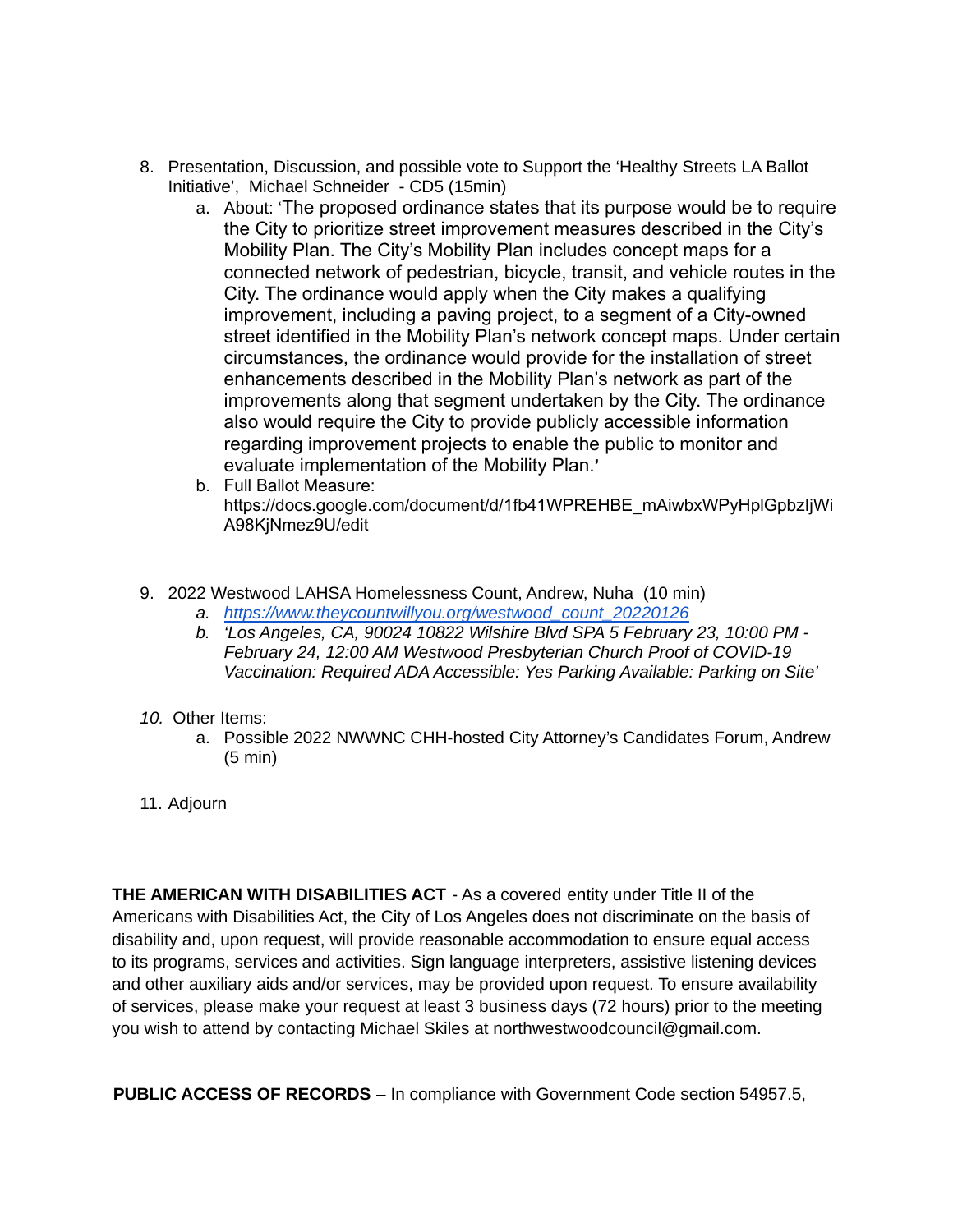8. Presentation, Discussion, and possible vote to Support the 'Healthy Streets LA Ballot Initiative', Michael Schneider - CD5 (15min)
    a. About: 'The proposed ordinance states that its purpose would be to require the City to prioritize street improvement measures described in the City's Mobility Plan. The City's Mobility Plan includes concept maps for a connected network of pedestrian, bicycle, transit, and vehicle routes in the City. The ordinance would apply when the City makes a qualifying improvement, including a paving project, to a segment of a City-owned street identified in the Mobility Plan's network concept maps. Under certain circumstances, the ordinance would provide for the installation of street enhancements described in the Mobility Plan's network as part of the improvements along that segment undertaken by the City. The ordinance also would require the City to provide publicly accessible information regarding improvement projects to enable the public to monitor and evaluate implementation of the Mobility Plan.'
    b. Full Ballot Measure: https://docs.google.com/document/d/1fb41WPREHBE_mAiwbxWPyHplGpbzljWiA98KjNmez9U/edit

9. 2022 Westwood LAHSA Homelessness Count, Andrew, Nuha (10 min)
    a. *https://www.theycountwillyou.org/westwood_count_20220126*
    b. *'Los Angeles, CA, 90024 10822 Wilshire Blvd SPA 5 February 23, 10:00 PM - February 24, 12:00 AM Westwood Presbyterian Church Proof of COVID-19 Vaccination: Required ADA Accessible: Yes Parking Available: Parking on Site'*

10. Other Items:
    a. Possible 2022 NWWNC CHH-hosted City Attorney's Candidates Forum, Andrew (5 min)

11. Adjourn

**THE AMERICAN WITH DISABILITIES ACT** - As a covered entity under Title II of the Americans with Disabilities Act, the City of Los Angeles does not discriminate on the basis of disability and, upon request, will provide reasonable accommodation to ensure equal access to its programs, services and activities. Sign language interpreters, assistive listening devices and other auxiliary aids and/or services, may be provided upon request. To ensure availability of services, please make your request at least 3 business days (72 hours) prior to the meeting you wish to attend by contacting Michael Skiles at northwestwoodcouncil@gmail.com.

**PUBLIC ACCESS OF RECORDS** – In compliance with Government Code section 54957.5,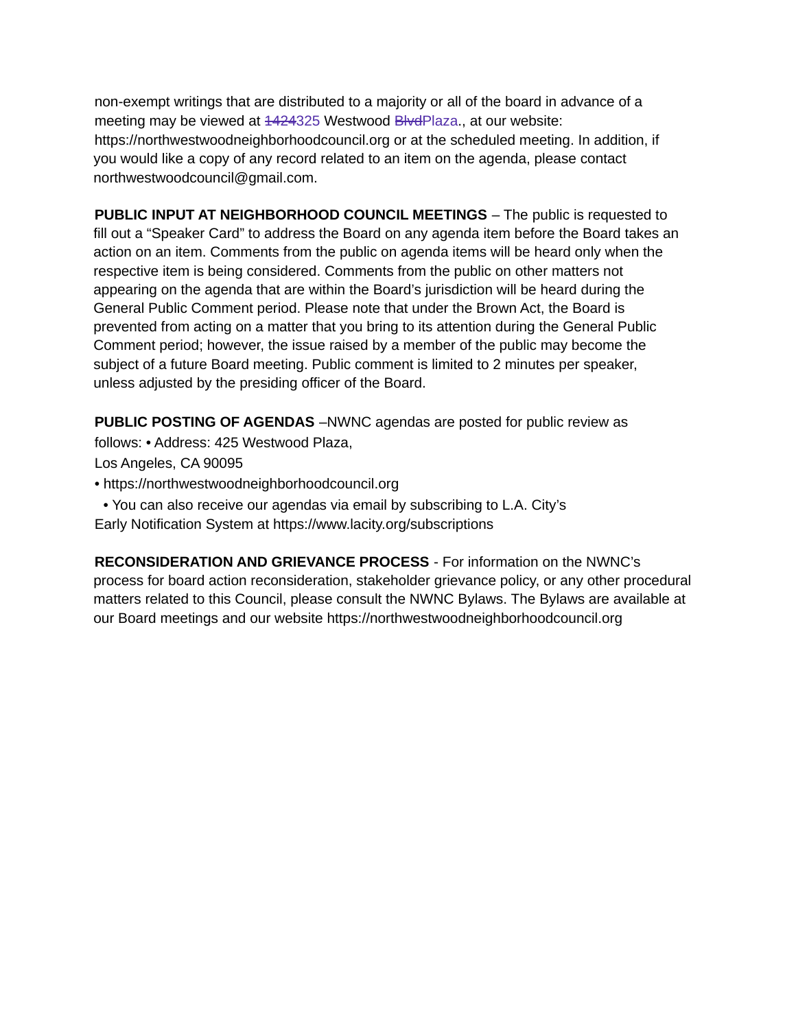non-exempt writings that are distributed to a majority or all of the board in advance of a meeting may be viewed at ~~1424~~325 Westwood ~~Blvd~~Plaza., at our website: https://northwestwoodneighborhoodcouncil.org or at the scheduled meeting. In addition, if you would like a copy of any record related to an item on the agenda, please contact northwestwoodcouncil@gmail.com.

**PUBLIC INPUT AT NEIGHBORHOOD COUNCIL MEETINGS** – The public is requested to fill out a "Speaker Card" to address the Board on any agenda item before the Board takes an action on an item. Comments from the public on agenda items will be heard only when the respective item is being considered. Comments from the public on other matters not appearing on the agenda that are within the Board's jurisdiction will be heard during the General Public Comment period. Please note that under the Brown Act, the Board is prevented from acting on a matter that you bring to its attention during the General Public Comment period; however, the issue raised by a member of the public may become the subject of a future Board meeting. Public comment is limited to 2 minutes per speaker, unless adjusted by the presiding officer of the Board.

**PUBLIC POSTING OF AGENDAS** –NWNC agendas are posted for public review as follows:

- Address: 425 Westwood Plaza, Los Angeles, CA 90095
- https://northwestwoodneighborhoodcouncil.org
- You can also receive our agendas via email by subscribing to L.A. City's Early Notification System at https://www.lacity.org/subscriptions

**RECONSIDERATION AND GRIEVANCE PROCESS** - For information on the NWNC's process for board action reconsideration, stakeholder grievance policy, or any other procedural matters related to this Council, please consult the NWNC Bylaws. The Bylaws are available at our Board meetings and our website https://northwestwoodneighborhoodcouncil.org